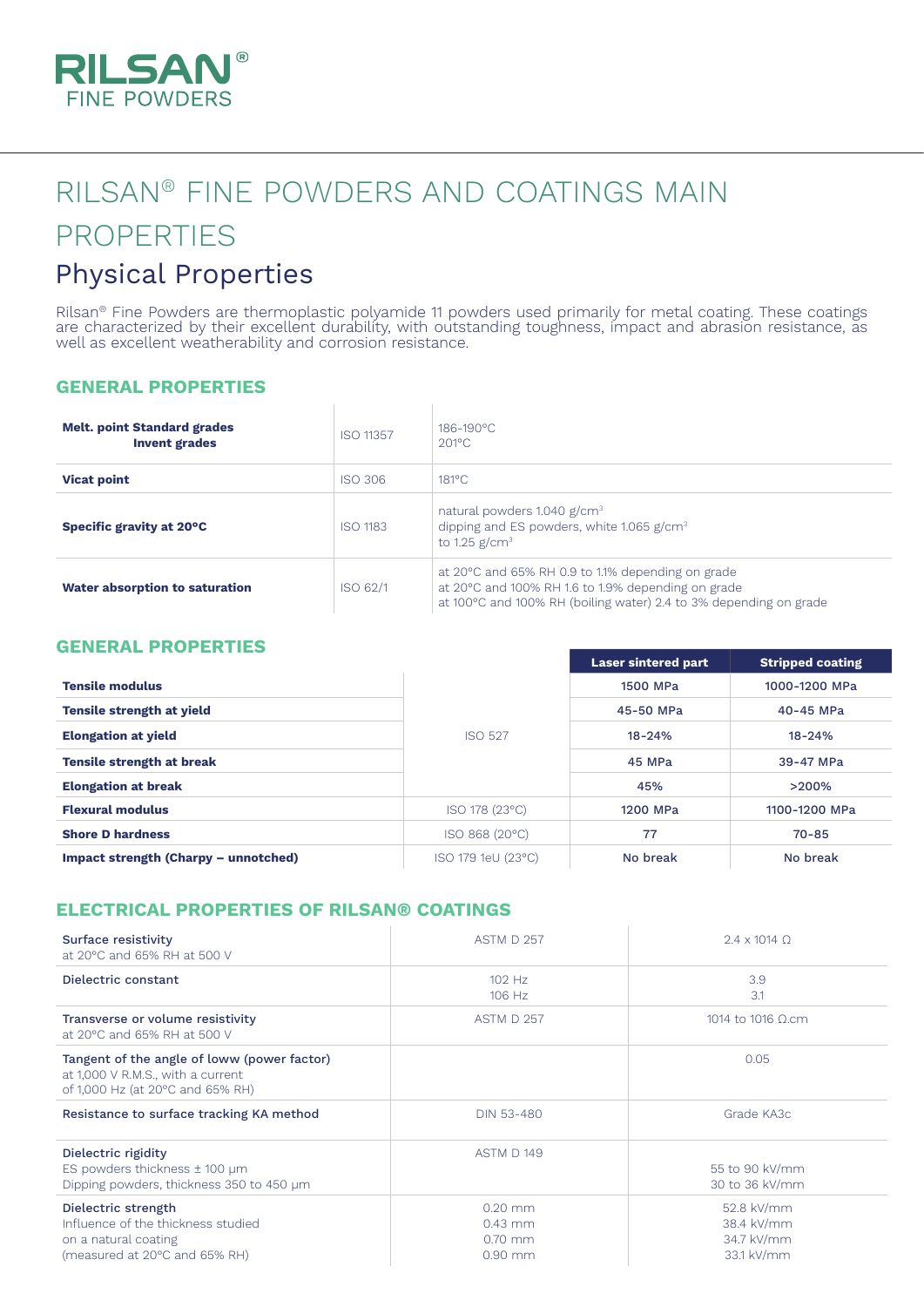# RILSAN® FINE POWDERS

# RILSAN® FINE POWDERS AND COATINGS MAIN PROPERTIES

## Physical Properties

Rilsan® Fine Powders are thermoplastic polyamide 11 powders used primarily for metal coating. These coatings are characterized by their excellent durability, with outstanding toughness, impact and abrasion resistance, as well as excellent weatherability and corrosion resistance.

### GENERAL PROPERTIES

| | | |
|---|---|---|
| **Melt. point Standard grades**<br>**Invent grades** | ISO 11357 | 186-190°C<br>201°C |
| **Vicat point** | ISO 306 | 181°C |
| **Specific gravity at 20°C** | ISO 1183 | natural powders 1.040 g/cm³<br>dipping and ES powders, white 1.065 g/cm³<br>to 1.25 g/cm³ |
| **Water absorption to saturation** | ISO 62/1 | at 20°C and 65% RH 0.9 to 1.1% depending on grade<br>at 20°C and 100% RH 1.6 to 1.9% depending on grade<br>at 100°C and 100% RH (boiling water) 2.4 to 3% depending on grade |

### GENERAL PROPERTIES

| | | Laser sintered part | Stripped coating |
|---|---|---|---|
| **Tensile modulus** | ISO 527 | 1500 MPa | 1000-1200 MPa |
| **Tensile strength at yield** | ISO 527 | 45-50 MPa | 40-45 MPa |
| **Elongation at yield** | ISO 527 | 18-24% | 18-24% |
| **Tensile strength at break** | ISO 527 | 45 MPa | 39-47 MPa |
| **Elongation at break** | ISO 527 | 45% | >200% |
| **Flexural modulus** | ISO 178 (23°C) | 1200 MPa | 1100-1200 MPa |
| **Shore D hardness** | ISO 868 (20°C) | 77 | 70-85 |
| **Impact strength (Charpy – unnotched)** | ISO 179 1eU (23°C) | No break | No break |

### ELECTRICAL PROPERTIES OF RILSAN® COATINGS

| | | |
|---|---|---|
| Surface resistivity<br>at 20°C and 65% RH at 500 V | ASTM D 257 | 2.4 x 1014 Ω |
| Dielectric constant | 102 Hz<br>106 Hz | 3.9<br>3.1 |
| Transverse or volume resistivity<br>at 20°C and 65% RH at 500 V | ASTM D 257 | 1014 to 1016 Ω.cm |
| Tangent of the angle of loww (power factor)<br>at 1,000 V R.M.S., with a current<br>of 1,000 Hz (at 20°C and 65% RH) | | 0.05 |
| Resistance to surface tracking KA method | DIN 53-480 | Grade KA3c |
| Dielectric rigidity<br>ES powders thickness ± 100 µm<br>Dipping powders, thickness 350 to 450 µm | ASTM D 149 | 55 to 90 kV/mm<br>30 to 36 kV/mm |
| Dielectric strength<br>Influence of the thickness studied<br>on a natural coating<br>(measured at 20°C and 65% RH) | 0.20 mm<br>0.43 mm<br>0.70 mm<br>0.90 mm | 52.8 kV/mm<br>38.4 kV/mm<br>34.7 kV/mm<br>33.1 kV/mm |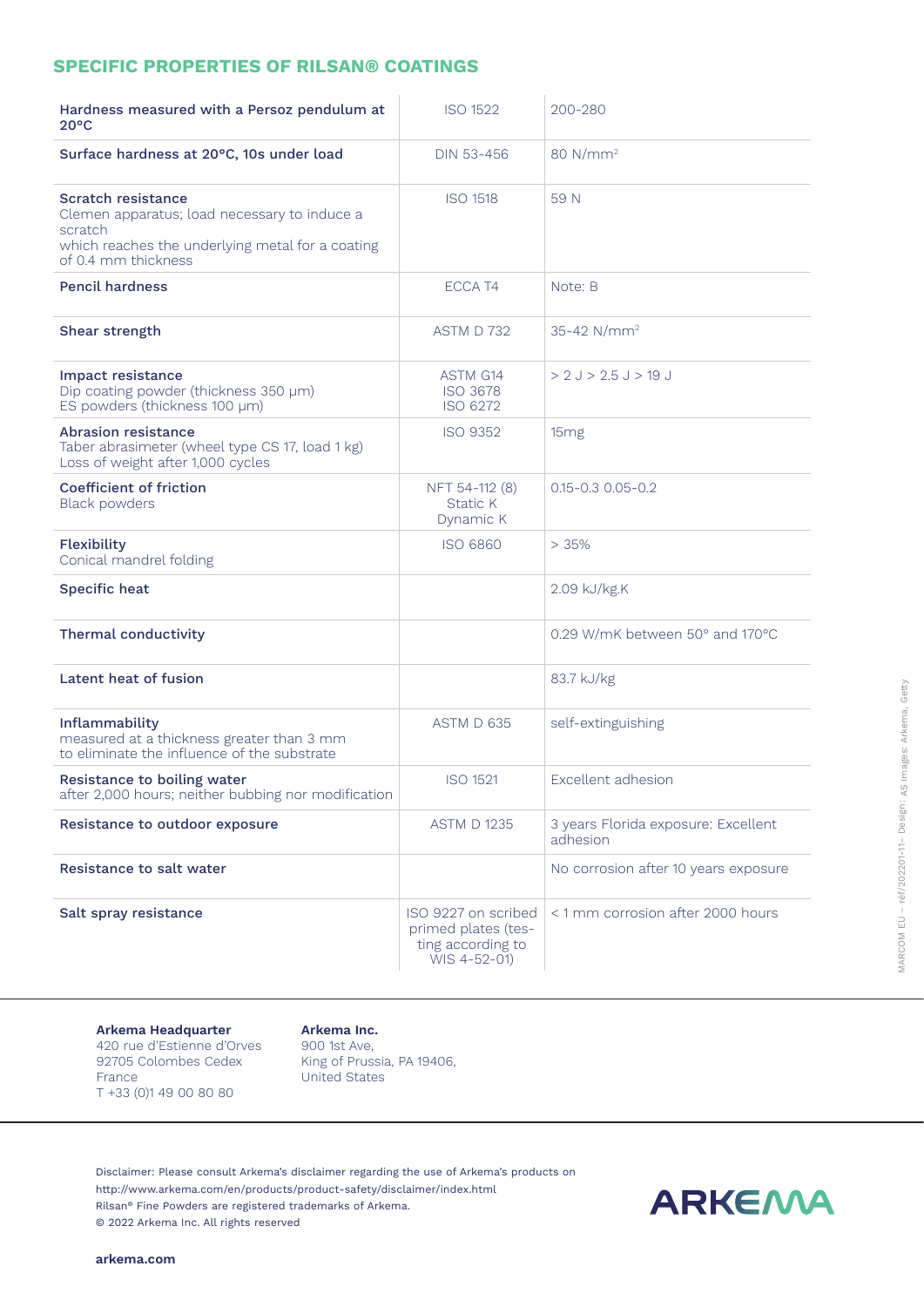## SPECIFIC PROPERTIES OF RILSAN® COATINGS

| | | |
|---|---|---|
| **Hardness measured with a Persoz pendulum at 20°C** | ISO 1522 | 200-280 |
| **Surface hardness at 20°C, 10s under load** | DIN 53-456 | 80 N/mm² |
| **Scratch resistance**<br>Clemen apparatus; load necessary to induce a scratch which reaches the underlying metal for a coating of 0.4 mm thickness | ISO 1518 | 59 N |
| **Pencil hardness** | ECCA T4 | Note: B |
| **Shear strength** | ASTM D 732 | 35-42 N/mm² |
| **Impact resistance**<br>Dip coating powder (thickness 350 µm)<br>ES powders (thickness 100 µm) | ASTM G14<br>ISO 3678<br>ISO 6272 | > 2 J > 2.5 J > 19 J |
| **Abrasion resistance**<br>Taber abrasimeter (wheel type CS 17, load 1 kg)<br>Loss of weight after 1,000 cycles | ISO 9352 | 15mg |
| **Coefficient of friction**<br>Black powders | NFT 54-112 (8)<br>Static K<br>Dynamic K | 0.15-0.3 0.05-0.2 |
| **Flexibility**<br>Conical mandrel folding | ISO 6860 | > 35% |
| **Specific heat** | | 2.09 kJ/kg.K |
| **Thermal conductivity** | | 0.29 W/mK between 50° and 170°C |
| **Latent heat of fusion** | | 83.7 kJ/kg |
| **Inflammability**<br>measured at a thickness greater than 3 mm to eliminate the influence of the substrate | ASTM D 635 | self-extinguishing |
| **Resistance to boiling water**<br>after 2,000 hours; neither bubbing nor modification | ISO 1521 | Excellent adhesion |
| **Resistance to outdoor exposure** | ASTM D 1235 | 3 years Florida exposure: Excellent adhesion |
| **Resistance to salt water** | | No corrosion after 10 years exposure |
| **Salt spray resistance** | ISO 9227 on scribed primed plates (testing according to WIS 4-52-01) | < 1 mm corrosion after 2000 hours |

MARCOM EU – réf/202201-11– Design: AS Images: Arkema, Getty

**Arkema Headquarter**
420 rue d'Estienne d'Orves
92705 Colombes Cedex
France
T +33 (0)1 49 00 80 80

**Arkema Inc.**
900 1st Ave,
King of Prussia, PA 19406,
United States

Disclaimer: Please consult Arkema's disclaimer regarding the use of Arkema's products on
http://www.arkema.com/en/products/product-safety/disclaimer/index.html
Rilsan® Fine Powders are registered trademarks of Arkema.
© 2022 Arkema Inc. All rights reserved

ARKEMA

**arkema.com**